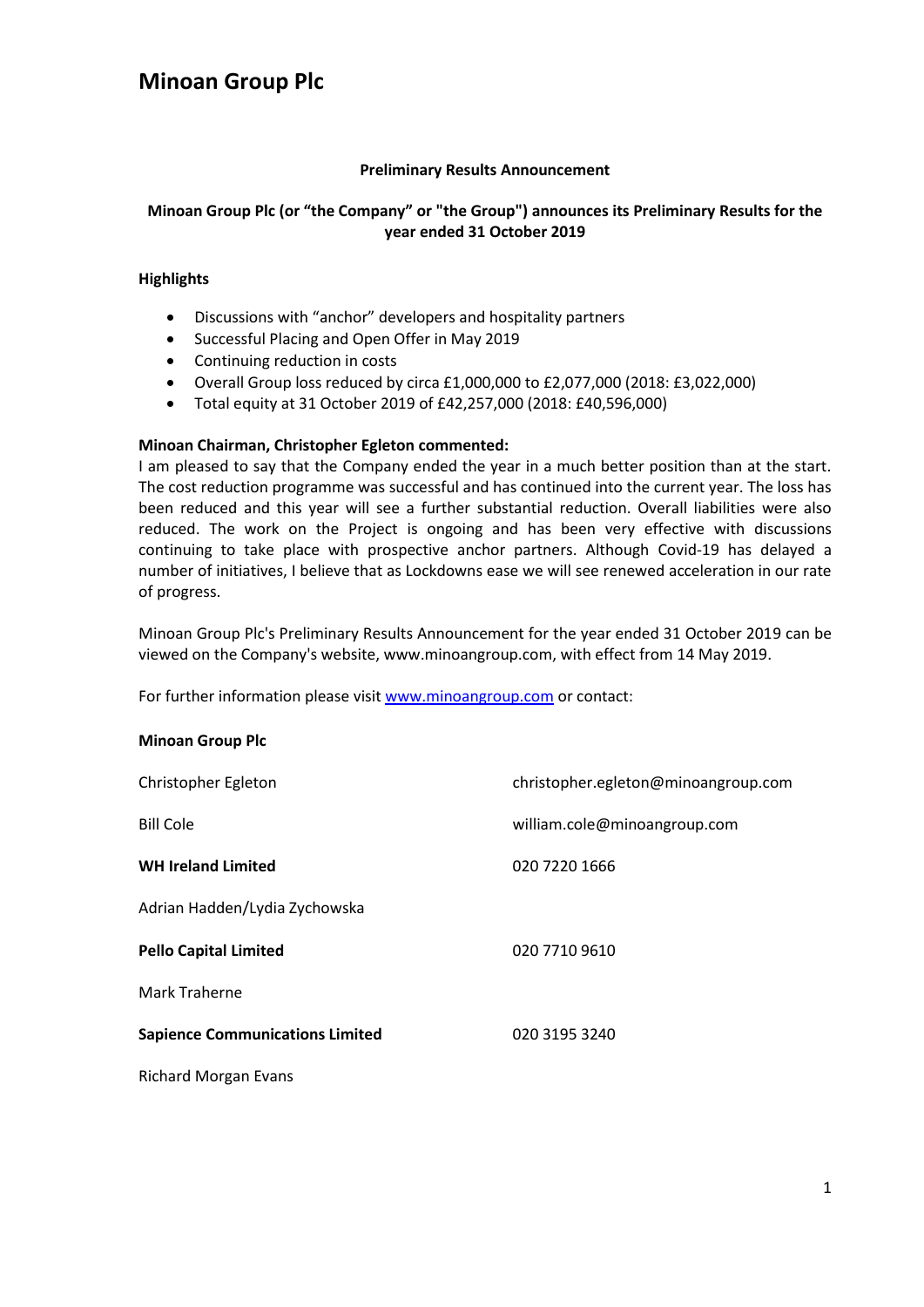# Minoan Group Plc

**Preliminary Results Announcement**

**Minoan Group Plc (or "the Company" or "the Group") announces its Preliminary Results for the year ended 31 October 2019**

## Highlights

- Discussions with "anchor" developers and hospitality partners
- Successful Placing and Open Offer in May 2019
- Continuing reduction in costs
- Overall Group loss reduced by circa £1,000,000 to £2,077,000 (2018: £3,022,000)
- Total equity at 31 October 2019 of £42,257,000 (2018: £40,596,000)

**Minoan Chairman, Christopher Egleton commented:**

I am pleased to say that the Company ended the year in a much better position than at the start. The cost reduction programme was successful and has continued into the current year. The loss has been reduced and this year will see a further substantial reduction. Overall liabilities were also reduced. The work on the Project is ongoing and has been very effective with discussions continuing to take place with prospective anchor partners. Although Covid-19 has delayed a number of initiatives, I believe that as Lockdowns ease we will see renewed acceleration in our rate of progress.

Minoan Group Plc's Preliminary Results Announcement for the year ended 31 October 2019 can be viewed on the Company's website, www.minoangroup.com, with effect from 14 May 2019.

For further information please visit www.minoangroup.com or contact:

**Minoan Group Plc**

| | |
|---|---|
| Christopher Egleton | christopher.egleton@minoangroup.com |
| Bill Cole | william.cole@minoangroup.com |
| **WH Ireland Limited** | 020 7220 1666 |
| Adrian Hadden/Lydia Zychowska | |
| **Pello Capital Limited** | 020 7710 9610 |
| Mark Traherne | |
| **Sapience Communications Limited** | 020 3195 3240 |
| Richard Morgan Evans | |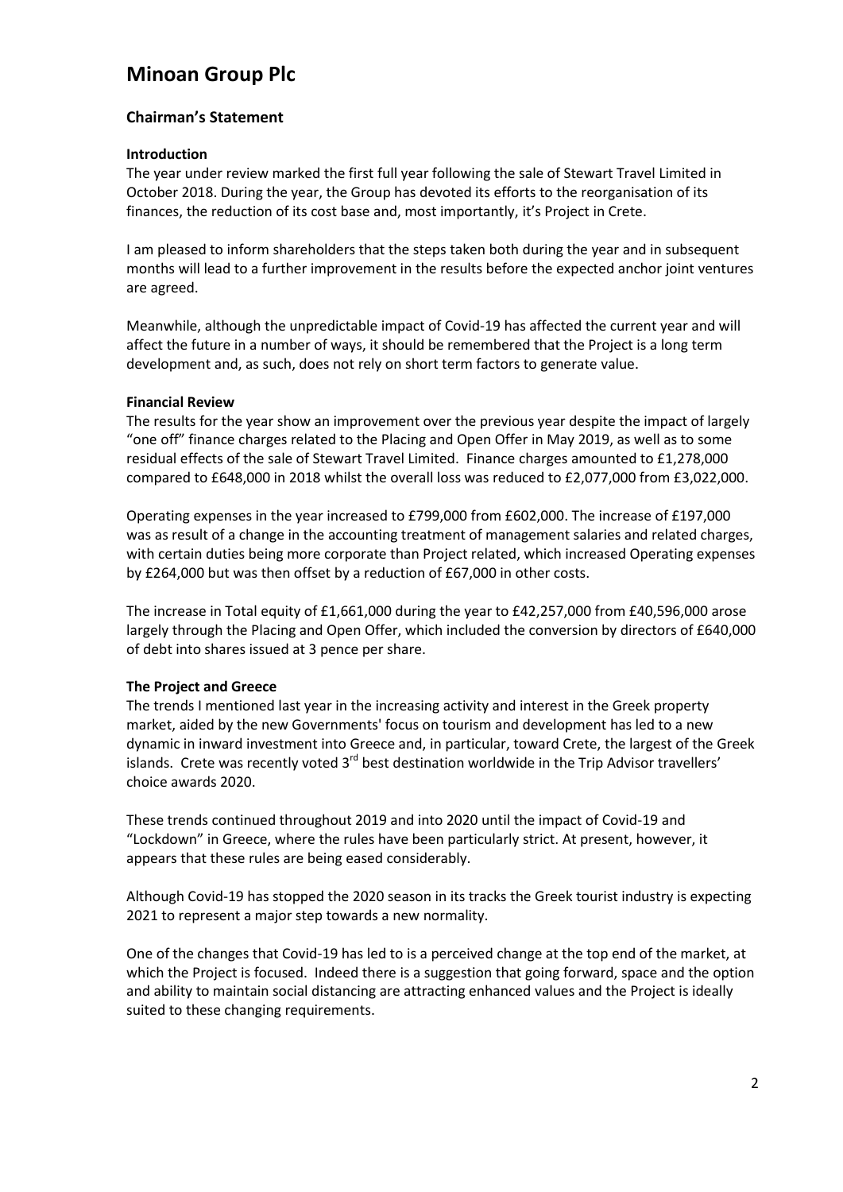# Minoan Group Plc

## Chairman's Statement

### Introduction

The year under review marked the first full year following the sale of Stewart Travel Limited in October 2018. During the year, the Group has devoted its efforts to the reorganisation of its finances, the reduction of its cost base and, most importantly, it's Project in Crete.

I am pleased to inform shareholders that the steps taken both during the year and in subsequent months will lead to a further improvement in the results before the expected anchor joint ventures are agreed.

Meanwhile, although the unpredictable impact of Covid-19 has affected the current year and will affect the future in a number of ways, it should be remembered that the Project is a long term development and, as such, does not rely on short term factors to generate value.

### Financial Review

The results for the year show an improvement over the previous year despite the impact of largely "one off" finance charges related to the Placing and Open Offer in May 2019, as well as to some residual effects of the sale of Stewart Travel Limited. Finance charges amounted to £1,278,000 compared to £648,000 in 2018 whilst the overall loss was reduced to £2,077,000 from £3,022,000.

Operating expenses in the year increased to £799,000 from £602,000. The increase of £197,000 was as result of a change in the accounting treatment of management salaries and related charges, with certain duties being more corporate than Project related, which increased Operating expenses by £264,000 but was then offset by a reduction of £67,000 in other costs.

The increase in Total equity of £1,661,000 during the year to £42,257,000 from £40,596,000 arose largely through the Placing and Open Offer, which included the conversion by directors of £640,000 of debt into shares issued at 3 pence per share.

### The Project and Greece

The trends I mentioned last year in the increasing activity and interest in the Greek property market, aided by the new Governments' focus on tourism and development has led to a new dynamic in inward investment into Greece and, in particular, toward Crete, the largest of the Greek islands. Crete was recently voted 3rd best destination worldwide in the Trip Advisor travellers' choice awards 2020.

These trends continued throughout 2019 and into 2020 until the impact of Covid-19 and "Lockdown" in Greece, where the rules have been particularly strict. At present, however, it appears that these rules are being eased considerably.

Although Covid-19 has stopped the 2020 season in its tracks the Greek tourist industry is expecting 2021 to represent a major step towards a new normality.

One of the changes that Covid-19 has led to is a perceived change at the top end of the market, at which the Project is focused. Indeed there is a suggestion that going forward, space and the option and ability to maintain social distancing are attracting enhanced values and the Project is ideally suited to these changing requirements.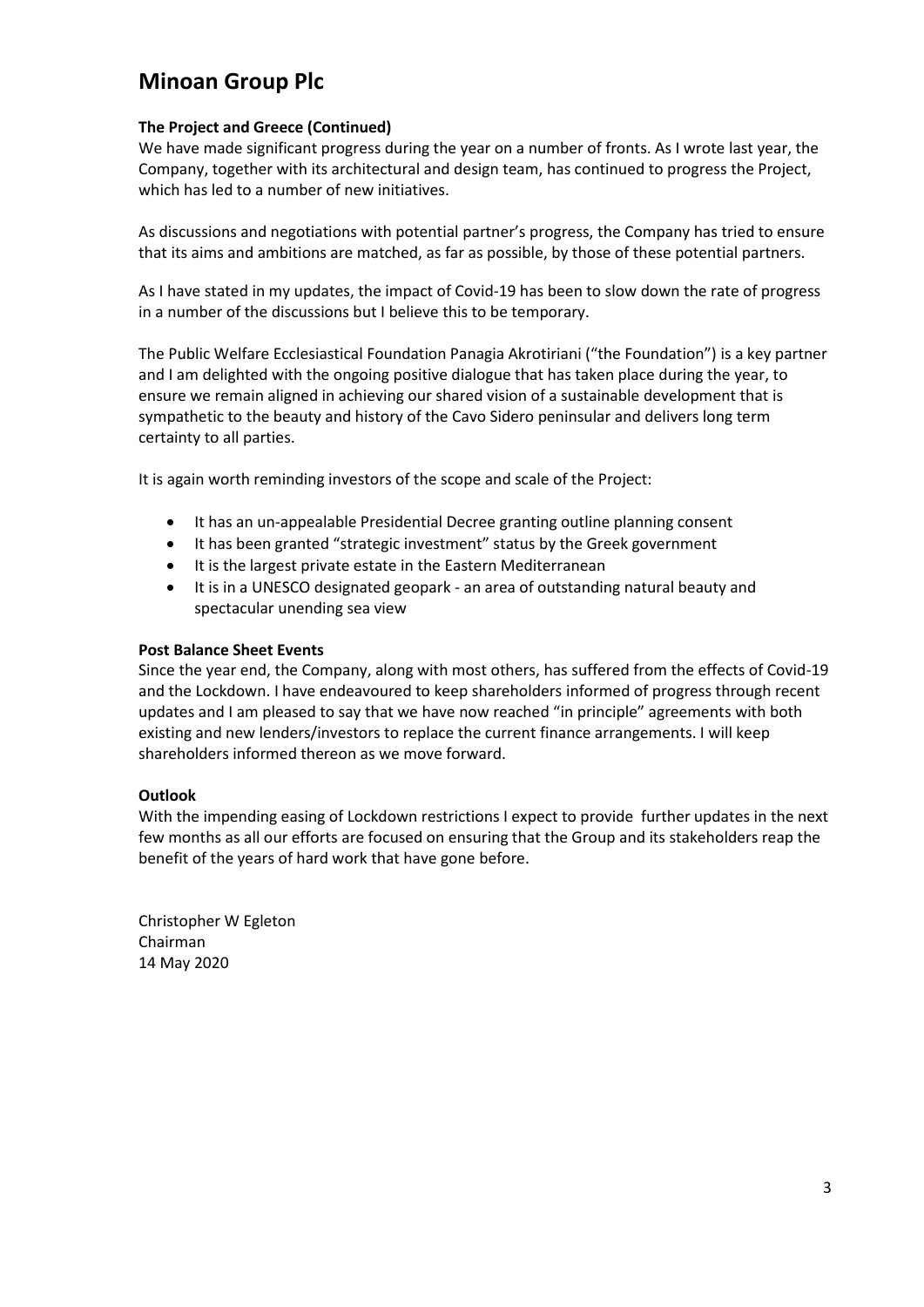# Minoan Group Plc

**The Project and Greece (Continued)**

We have made significant progress during the year on a number of fronts. As I wrote last year, the Company, together with its architectural and design team, has continued to progress the Project, which has led to a number of new initiatives.

As discussions and negotiations with potential partner's progress, the Company has tried to ensure that its aims and ambitions are matched, as far as possible, by those of these potential partners.

As I have stated in my updates, the impact of Covid-19 has been to slow down the rate of progress in a number of the discussions but I believe this to be temporary.

The Public Welfare Ecclesiastical Foundation Panagia Akrotiriani ("the Foundation") is a key partner and I am delighted with the ongoing positive dialogue that has taken place during the year, to ensure we remain aligned in achieving our shared vision of a sustainable development that is sympathetic to the beauty and history of the Cavo Sidero peninsular and delivers long term certainty to all parties.

It is again worth reminding investors of the scope and scale of the Project:

- It has an un-appealable Presidential Decree granting outline planning consent
- It has been granted "strategic investment" status by the Greek government
- It is the largest private estate in the Eastern Mediterranean
- It is in a UNESCO designated geopark - an area of outstanding natural beauty and spectacular unending sea view

**Post Balance Sheet Events**

Since the year end, the Company, along with most others, has suffered from the effects of Covid-19 and the Lockdown. I have endeavoured to keep shareholders informed of progress through recent updates and I am pleased to say that we have now reached "in principle" agreements with both existing and new lenders/investors to replace the current finance arrangements. I will keep shareholders informed thereon as we move forward.

**Outlook**

With the impending easing of Lockdown restrictions I expect to provide further updates in the next few months as all our efforts are focused on ensuring that the Group and its stakeholders reap the benefit of the years of hard work that have gone before.

Christopher W Egleton
Chairman
14 May 2020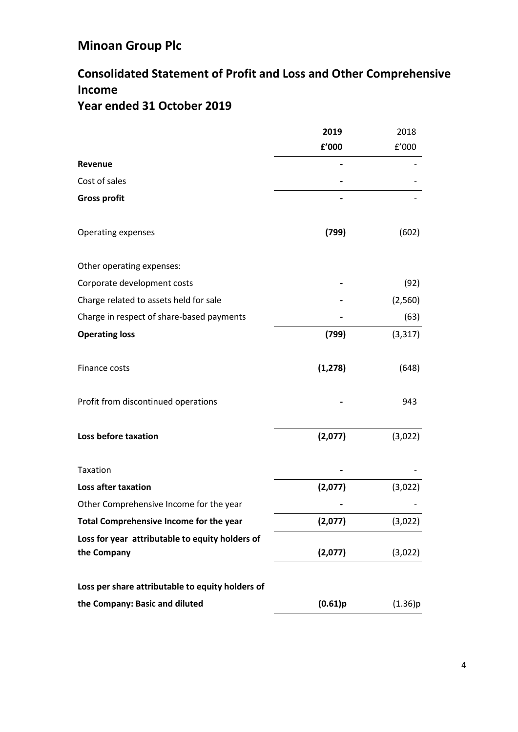# Minoan Group Plc

## Consolidated Statement of Profit and Loss and Other Comprehensive Income

## Year ended 31 October 2019

| | **2019** | 2018 |
|---|---|---|
| | **£'000** | £'000 |
| **Revenue** | **-** | - |
| Cost of sales | **-** | - |
| **Gross profit** | **-** | - |
| Operating expenses | **(799)** | (602) |
| Other operating expenses: | | |
| Corporate development costs | **-** | (92) |
| Charge related to assets held for sale | **-** | (2,560) |
| Charge in respect of share-based payments | **-** | (63) |
| **Operating loss** | **(799)** | (3,317) |
| Finance costs | **(1,278)** | (648) |
| Profit from discontinued operations | **-** | 943 |
| **Loss before taxation** | **(2,077)** | (3,022) |
| Taxation | **-** | - |
| **Loss after taxation** | **(2,077)** | (3,022) |
| Other Comprehensive Income for the year | **-** | - |
| **Total Comprehensive Income for the year** | **(2,077)** | (3,022) |
| **Loss for year attributable to equity holders of the Company** | **(2,077)** | (3,022) |
| **Loss per share attributable to equity holders of the Company: Basic and diluted** | **(0.61)p** | (1.36)p |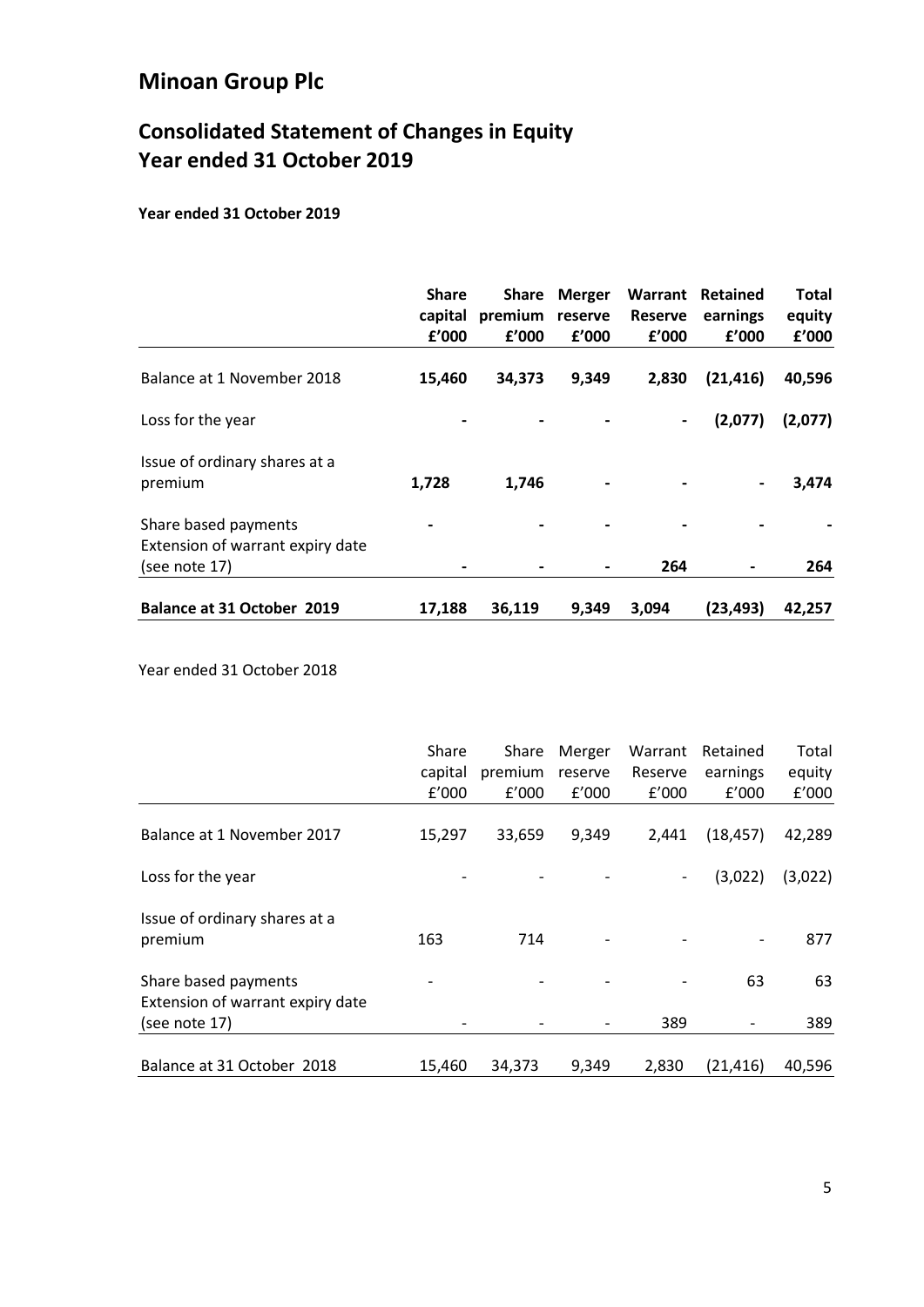# Minoan Group Plc

## Consolidated Statement of Changes in Equity
## Year ended 31 October 2019

**Year ended 31 October 2019**

| | **Share capital £'000** | **Share premium £'000** | **Merger reserve £'000** | **Warrant Reserve £'000** | **Retained earnings £'000** | **Total equity £'000** |
|---|---|---|---|---|---|---|
| Balance at 1 November 2018 | **15,460** | **34,373** | **9,349** | **2,830** | **(21,416)** | **40,596** |
| Loss for the year | **-** | **-** | **-** | **-** | **(2,077)** | **(2,077)** |
| Issue of ordinary shares at a premium | **1,728** | **1,746** | **-** | **-** | **-** | **3,474** |
| Share based payments | **-** | **-** | **-** | **-** | **-** | **-** |
| Extension of warrant expiry date (see note 17) | **-** | **-** | **-** | **264** | **-** | **264** |
| **Balance at 31 October 2019** | **17,188** | **36,119** | **9,349** | **3,094** | **(23,493)** | **42,257** |

Year ended 31 October 2018

| | Share capital £'000 | Share premium £'000 | Merger reserve £'000 | Warrant Reserve £'000 | Retained earnings £'000 | Total equity £'000 |
|---|---|---|---|---|---|---|
| Balance at 1 November 2017 | 15,297 | 33,659 | 9,349 | 2,441 | (18,457) | 42,289 |
| Loss for the year | - | - | - | - | (3,022) | (3,022) |
| Issue of ordinary shares at a premium | 163 | 714 | - | - | - | 877 |
| Share based payments | - | - | - | - | 63 | 63 |
| Extension of warrant expiry date (see note 17) | - | - | - | 389 | - | 389 |
| Balance at 31 October 2018 | 15,460 | 34,373 | 9,349 | 2,830 | (21,416) | 40,596 |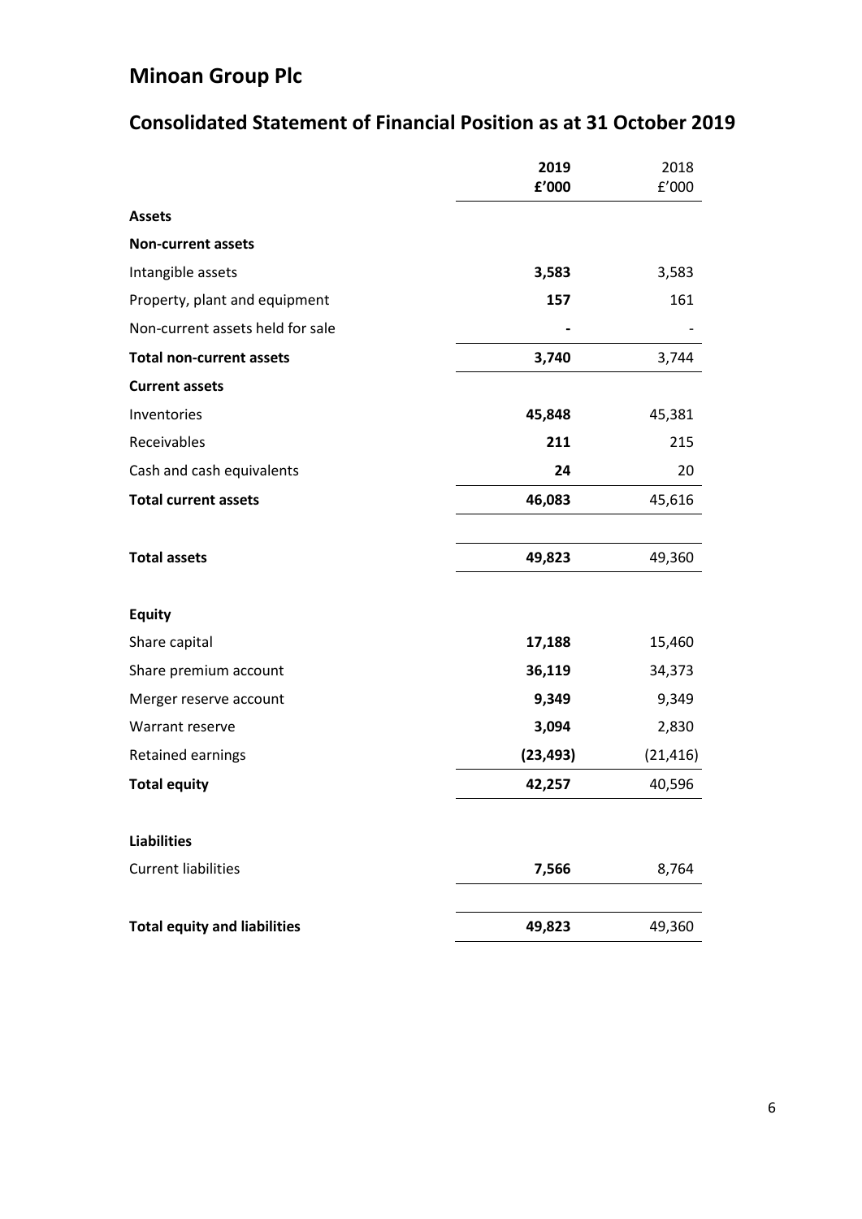# Minoan Group Plc

## Consolidated Statement of Financial Position as at 31 October 2019

| | **2019** **£'000** | 2018 £'000 |
|---|---|---|
| **Assets** | | |
| **Non-current assets** | | |
| Intangible assets | **3,583** | 3,583 |
| Property, plant and equipment | **157** | 161 |
| Non-current assets held for sale | **-** | - |
| **Total non-current assets** | **3,740** | 3,744 |
| **Current assets** | | |
| Inventories | **45,848** | 45,381 |
| Receivables | **211** | 215 |
| Cash and cash equivalents | **24** | 20 |
| **Total current assets** | **46,083** | 45,616 |
| **Total assets** | **49,823** | 49,360 |
| **Equity** | | |
| Share capital | **17,188** | 15,460 |
| Share premium account | **36,119** | 34,373 |
| Merger reserve account | **9,349** | 9,349 |
| Warrant reserve | **3,094** | 2,830 |
| Retained earnings | **(23,493)** | (21,416) |
| **Total equity** | **42,257** | 40,596 |
| **Liabilities** | | |
| Current liabilities | **7,566** | 8,764 |
| **Total equity and liabilities** | **49,823** | 49,360 |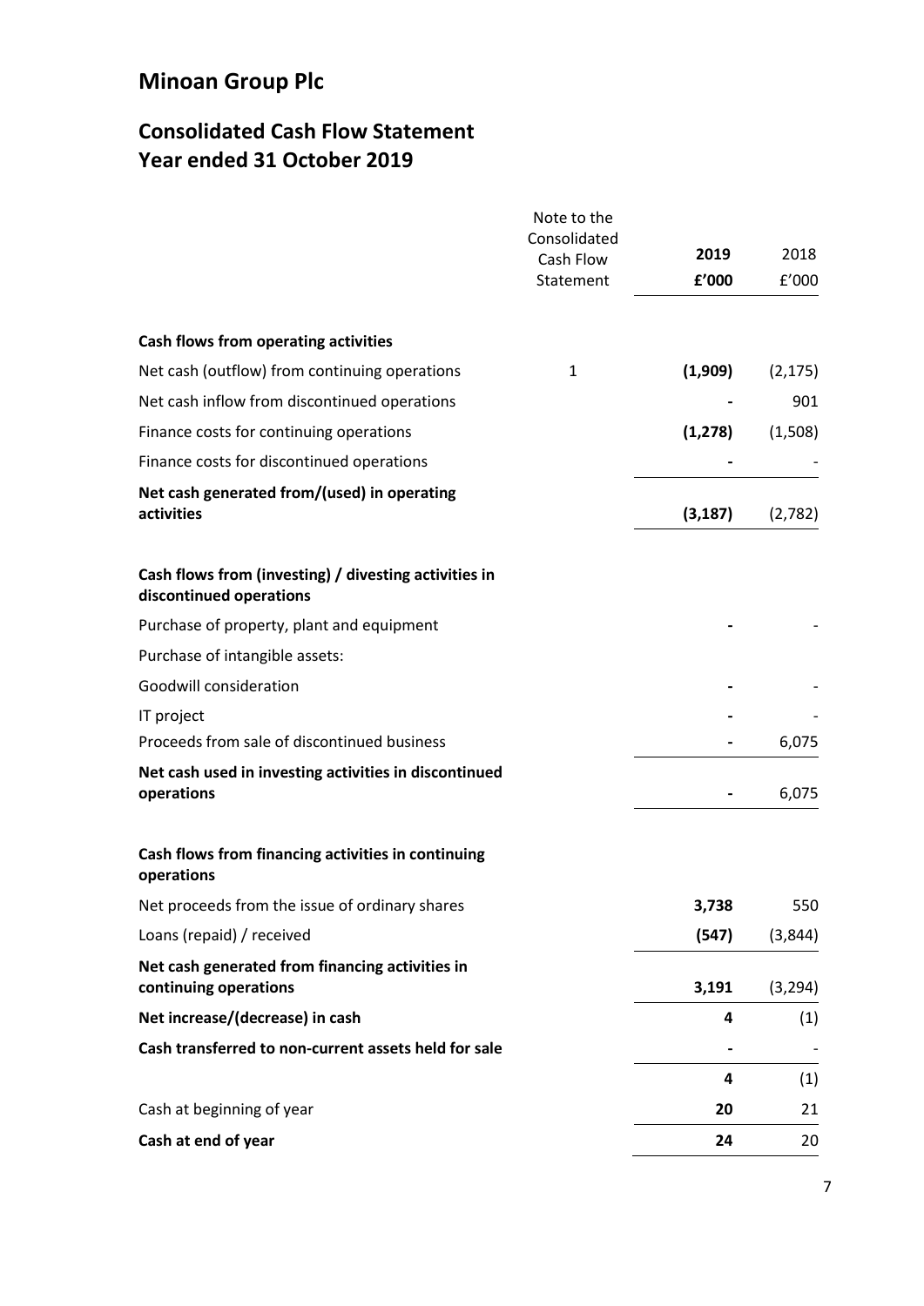# Minoan Group Plc

## Consolidated Cash Flow Statement
## Year ended 31 October 2019

| | Note to the Consolidated Cash Flow Statement | 2019 £'000 | 2018 £'000 |
|---|---|---|---|
| **Cash flows from operating activities** | | | |
| Net cash (outflow) from continuing operations | 1 | **(1,909)** | (2,175) |
| Net cash inflow from discontinued operations | | **-** | 901 |
| Finance costs for continuing operations | | **(1,278)** | (1,508) |
| Finance costs for discontinued operations | | **-** | - |
| **Net cash generated from/(used) in operating activities** | | **(3,187)** | (2,782) |
| **Cash flows from (investing) / divesting activities in discontinued operations** | | | |
| Purchase of property, plant and equipment | | **-** | - |
| Purchase of intangible assets: | | | |
| Goodwill consideration | | **-** | - |
| IT project | | **-** | - |
| Proceeds from sale of discontinued business | | **-** | 6,075 |
| **Net cash used in investing activities in discontinued operations** | | **-** | 6,075 |
| **Cash flows from financing activities in continuing operations** | | | |
| Net proceeds from the issue of ordinary shares | | **3,738** | 550 |
| Loans (repaid) / received | | **(547)** | (3,844) |
| **Net cash generated from financing activities in continuing operations** | | **3,191** | (3,294) |
| **Net increase/(decrease) in cash** | | **4** | (1) |
| **Cash transferred to non-current assets held for sale** | | **-** | - |
| | | **4** | (1) |
| Cash at beginning of year | | **20** | 21 |
| **Cash at end of year** | | **24** | 20 |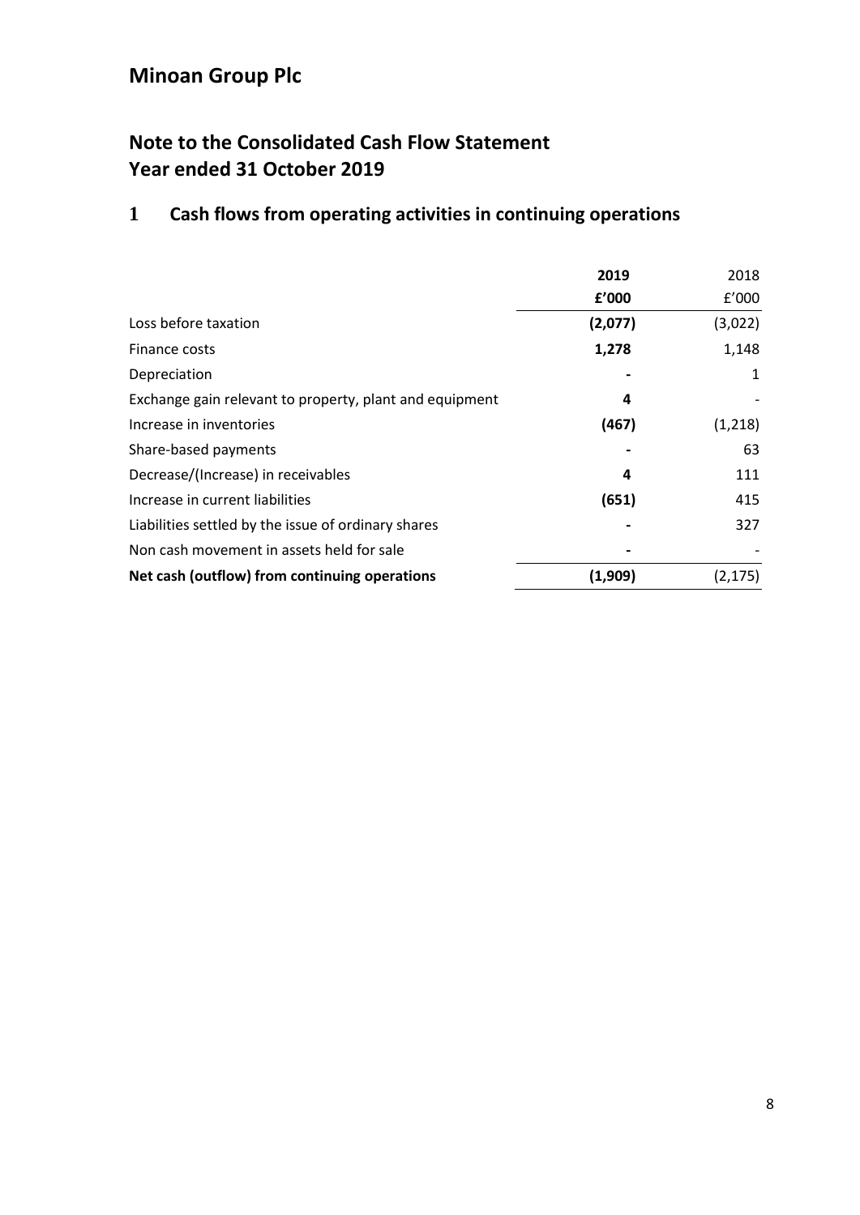# Minoan Group Plc

## Note to the Consolidated Cash Flow Statement
## Year ended 31 October 2019

### 1 Cash flows from operating activities in continuing operations

| | **2019** | 2018 |
|---|---|---|
| | **£'000** | £'000 |
| Loss before taxation | **(2,077)** | (3,022) |
| Finance costs | **1,278** | 1,148 |
| Depreciation | **-** | 1 |
| Exchange gain relevant to property, plant and equipment | **4** | - |
| Increase in inventories | **(467)** | (1,218) |
| Share-based payments | **-** | 63 |
| Decrease/(Increase) in receivables | **4** | 111 |
| Increase in current liabilities | **(651)** | 415 |
| Liabilities settled by the issue of ordinary shares | **-** | 327 |
| Non cash movement in assets held for sale | **-** | - |
| **Net cash (outflow) from continuing operations** | **(1,909)** | (2,175) |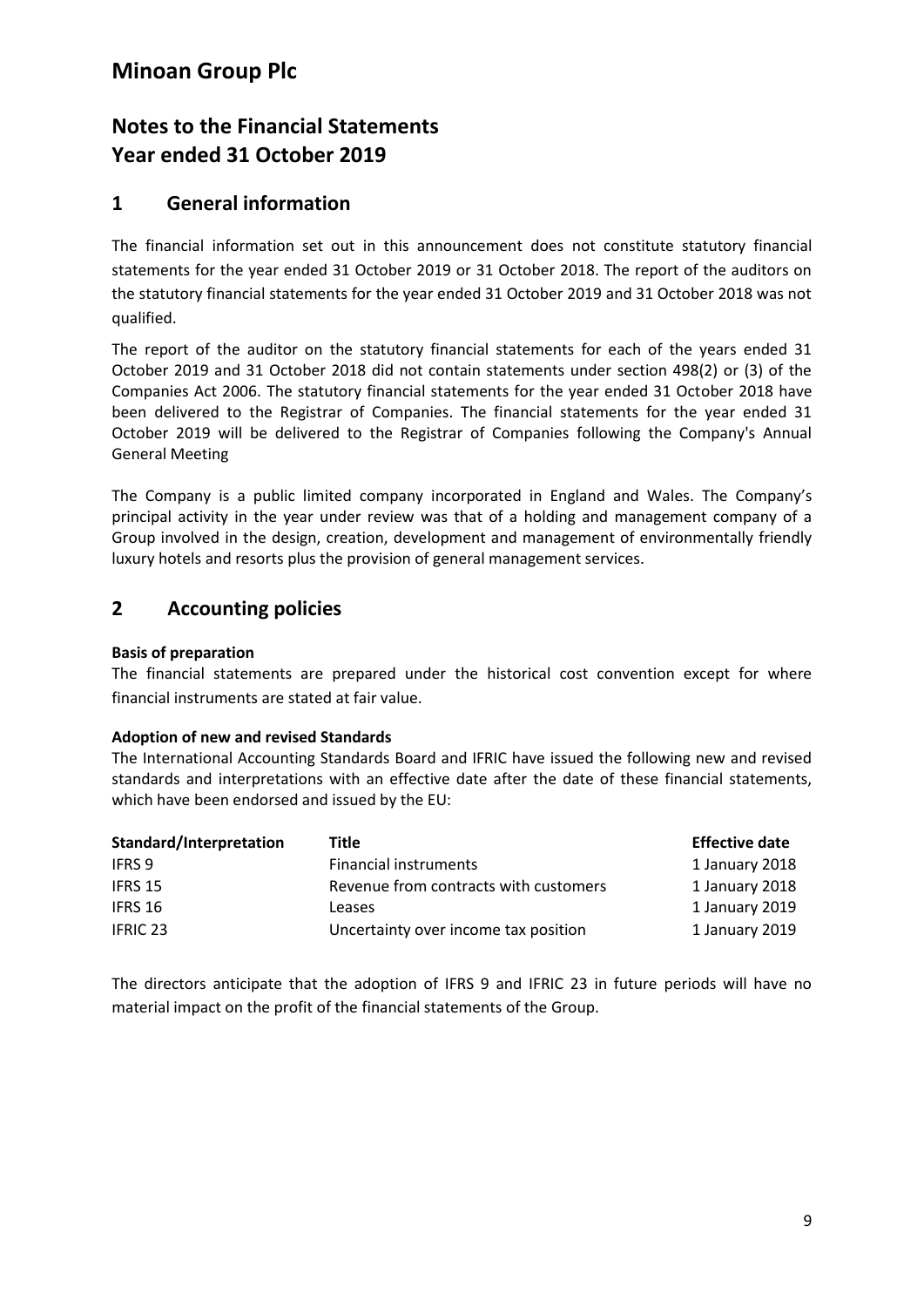# Minoan Group Plc

## Notes to the Financial Statements
## Year ended 31 October 2019

## 1 General information

The financial information set out in this announcement does not constitute statutory financial statements for the year ended 31 October 2019 or 31 October 2018. The report of the auditors on the statutory financial statements for the year ended 31 October 2019 and 31 October 2018 was not qualified.

The report of the auditor on the statutory financial statements for each of the years ended 31 October 2019 and 31 October 2018 did not contain statements under section 498(2) or (3) of the Companies Act 2006. The statutory financial statements for the year ended 31 October 2018 have been delivered to the Registrar of Companies. The financial statements for the year ended 31 October 2019 will be delivered to the Registrar of Companies following the Company's Annual General Meeting

The Company is a public limited company incorporated in England and Wales. The Company's principal activity in the year under review was that of a holding and management company of a Group involved in the design, creation, development and management of environmentally friendly luxury hotels and resorts plus the provision of general management services.

## 2 Accounting policies

**Basis of preparation**

The financial statements are prepared under the historical cost convention except for where financial instruments are stated at fair value.

**Adoption of new and revised Standards**

The International Accounting Standards Board and IFRIC have issued the following new and revised standards and interpretations with an effective date after the date of these financial statements, which have been endorsed and issued by the EU:

| Standard/Interpretation | Title | Effective date |
|---|---|---|
| IFRS 9 | Financial instruments | 1 January 2018 |
| IFRS 15 | Revenue from contracts with customers | 1 January 2018 |
| IFRS 16 | Leases | 1 January 2019 |
| IFRIC 23 | Uncertainty over income tax position | 1 January 2019 |

The directors anticipate that the adoption of IFRS 9 and IFRIC 23 in future periods will have no material impact on the profit of the financial statements of the Group.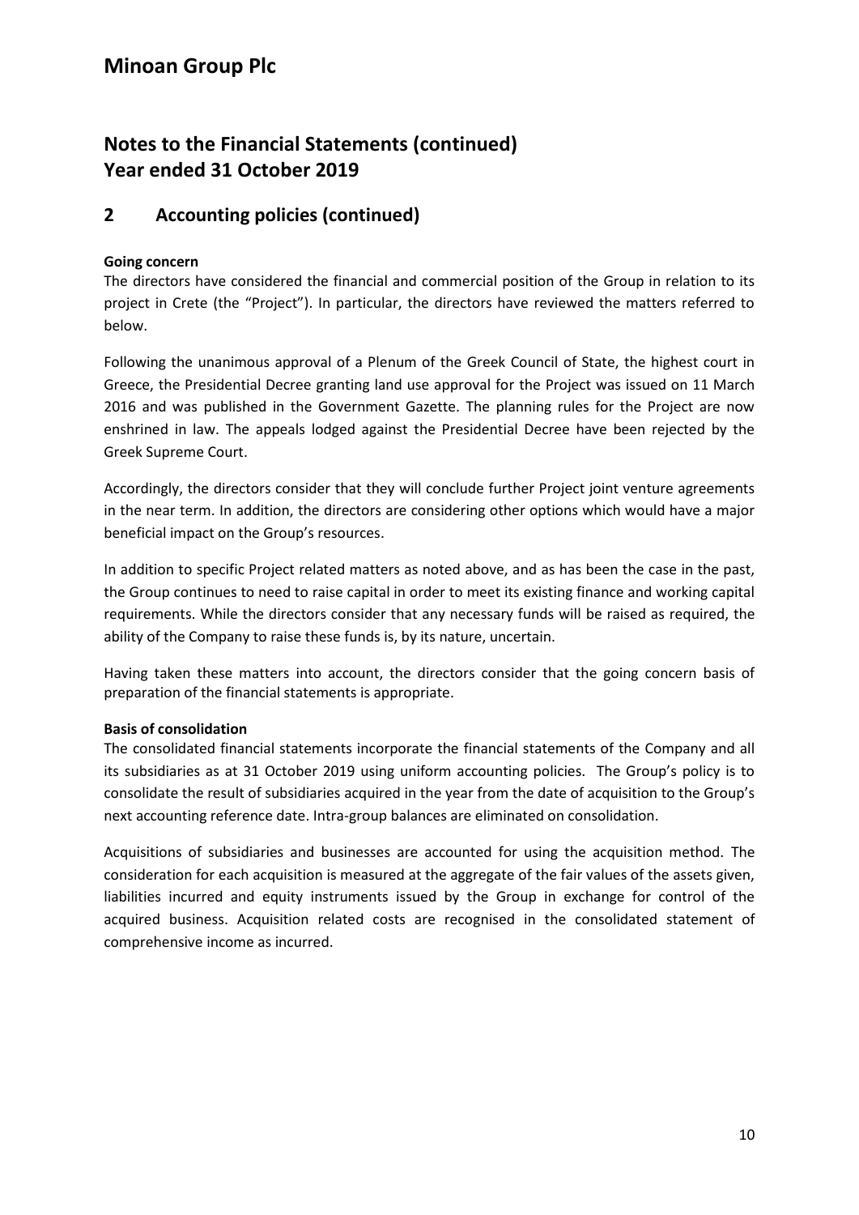# Minoan Group Plc

## Notes to the Financial Statements (continued)
## Year ended 31 October 2019

## 2 Accounting policies (continued)

**Going concern**

The directors have considered the financial and commercial position of the Group in relation to its project in Crete (the "Project"). In particular, the directors have reviewed the matters referred to below.

Following the unanimous approval of a Plenum of the Greek Council of State, the highest court in Greece, the Presidential Decree granting land use approval for the Project was issued on 11 March 2016 and was published in the Government Gazette. The planning rules for the Project are now enshrined in law. The appeals lodged against the Presidential Decree have been rejected by the Greek Supreme Court.

Accordingly, the directors consider that they will conclude further Project joint venture agreements in the near term. In addition, the directors are considering other options which would have a major beneficial impact on the Group's resources.

In addition to specific Project related matters as noted above, and as has been the case in the past, the Group continues to need to raise capital in order to meet its existing finance and working capital requirements. While the directors consider that any necessary funds will be raised as required, the ability of the Company to raise these funds is, by its nature, uncertain.

Having taken these matters into account, the directors consider that the going concern basis of preparation of the financial statements is appropriate.

**Basis of consolidation**

The consolidated financial statements incorporate the financial statements of the Company and all its subsidiaries as at 31 October 2019 using uniform accounting policies. The Group's policy is to consolidate the result of subsidiaries acquired in the year from the date of acquisition to the Group's next accounting reference date. Intra-group balances are eliminated on consolidation.

Acquisitions of subsidiaries and businesses are accounted for using the acquisition method. The consideration for each acquisition is measured at the aggregate of the fair values of the assets given, liabilities incurred and equity instruments issued by the Group in exchange for control of the acquired business. Acquisition related costs are recognised in the consolidated statement of comprehensive income as incurred.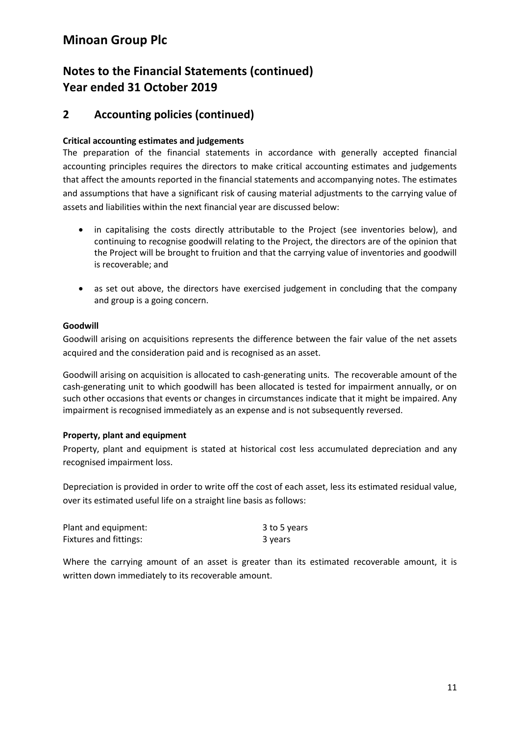# Minoan Group Plc

## Notes to the Financial Statements (continued)
## Year ended 31 October 2019

## 2 Accounting policies (continued)

**Critical accounting estimates and judgements**

The preparation of the financial statements in accordance with generally accepted financial accounting principles requires the directors to make critical accounting estimates and judgements that affect the amounts reported in the financial statements and accompanying notes. The estimates and assumptions that have a significant risk of causing material adjustments to the carrying value of assets and liabilities within the next financial year are discussed below:

- in capitalising the costs directly attributable to the Project (see inventories below), and continuing to recognise goodwill relating to the Project, the directors are of the opinion that the Project will be brought to fruition and that the carrying value of inventories and goodwill is recoverable; and
- as set out above, the directors have exercised judgement in concluding that the company and group is a going concern.

**Goodwill**

Goodwill arising on acquisitions represents the difference between the fair value of the net assets acquired and the consideration paid and is recognised as an asset.

Goodwill arising on acquisition is allocated to cash-generating units. The recoverable amount of the cash-generating unit to which goodwill has been allocated is tested for impairment annually, or on such other occasions that events or changes in circumstances indicate that it might be impaired. Any impairment is recognised immediately as an expense and is not subsequently reversed.

**Property, plant and equipment**

Property, plant and equipment is stated at historical cost less accumulated depreciation and any recognised impairment loss.

Depreciation is provided in order to write off the cost of each asset, less its estimated residual value, over its estimated useful life on a straight line basis as follows:

| | |
|---|---|
| Plant and equipment: | 3 to 5 years |
| Fixtures and fittings: | 3 years |

Where the carrying amount of an asset is greater than its estimated recoverable amount, it is written down immediately to its recoverable amount.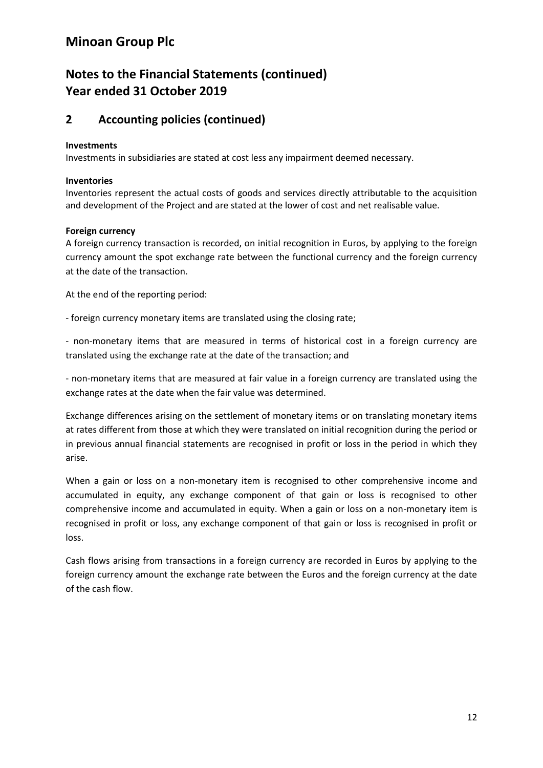# Minoan Group Plc

## Notes to the Financial Statements (continued)
## Year ended 31 October 2019

## 2 Accounting policies (continued)

**Investments**

Investments in subsidiaries are stated at cost less any impairment deemed necessary.

**Inventories**

Inventories represent the actual costs of goods and services directly attributable to the acquisition and development of the Project and are stated at the lower of cost and net realisable value.

**Foreign currency**

A foreign currency transaction is recorded, on initial recognition in Euros, by applying to the foreign currency amount the spot exchange rate between the functional currency and the foreign currency at the date of the transaction.

At the end of the reporting period:

- foreign currency monetary items are translated using the closing rate;

- non-monetary items that are measured in terms of historical cost in a foreign currency are translated using the exchange rate at the date of the transaction; and

- non-monetary items that are measured at fair value in a foreign currency are translated using the exchange rates at the date when the fair value was determined.

Exchange differences arising on the settlement of monetary items or on translating monetary items at rates different from those at which they were translated on initial recognition during the period or in previous annual financial statements are recognised in profit or loss in the period in which they arise.

When a gain or loss on a non-monetary item is recognised to other comprehensive income and accumulated in equity, any exchange component of that gain or loss is recognised to other comprehensive income and accumulated in equity. When a gain or loss on a non-monetary item is recognised in profit or loss, any exchange component of that gain or loss is recognised in profit or loss.

Cash flows arising from transactions in a foreign currency are recorded in Euros by applying to the foreign currency amount the exchange rate between the Euros and the foreign currency at the date of the cash flow.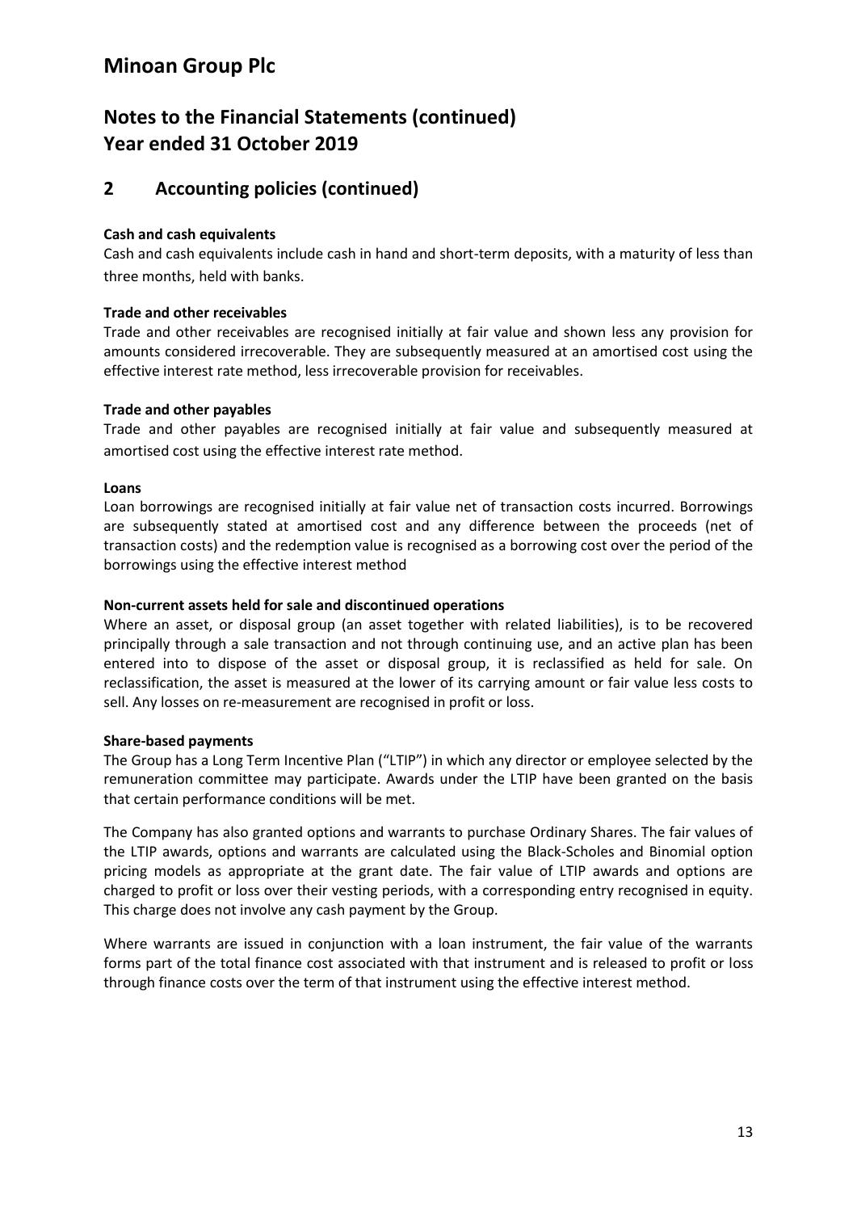# Minoan Group Plc

## Notes to the Financial Statements (continued)
## Year ended 31 October 2019

## 2 Accounting policies (continued)

**Cash and cash equivalents**

Cash and cash equivalents include cash in hand and short-term deposits, with a maturity of less than three months, held with banks.

**Trade and other receivables**

Trade and other receivables are recognised initially at fair value and shown less any provision for amounts considered irrecoverable. They are subsequently measured at an amortised cost using the effective interest rate method, less irrecoverable provision for receivables.

**Trade and other payables**

Trade and other payables are recognised initially at fair value and subsequently measured at amortised cost using the effective interest rate method.

**Loans**

Loan borrowings are recognised initially at fair value net of transaction costs incurred. Borrowings are subsequently stated at amortised cost and any difference between the proceeds (net of transaction costs) and the redemption value is recognised as a borrowing cost over the period of the borrowings using the effective interest method

**Non-current assets held for sale and discontinued operations**

Where an asset, or disposal group (an asset together with related liabilities), is to be recovered principally through a sale transaction and not through continuing use, and an active plan has been entered into to dispose of the asset or disposal group, it is reclassified as held for sale. On reclassification, the asset is measured at the lower of its carrying amount or fair value less costs to sell. Any losses on re-measurement are recognised in profit or loss.

**Share-based payments**

The Group has a Long Term Incentive Plan ("LTIP") in which any director or employee selected by the remuneration committee may participate. Awards under the LTIP have been granted on the basis that certain performance conditions will be met.

The Company has also granted options and warrants to purchase Ordinary Shares. The fair values of the LTIP awards, options and warrants are calculated using the Black-Scholes and Binomial option pricing models as appropriate at the grant date. The fair value of LTIP awards and options are charged to profit or loss over their vesting periods, with a corresponding entry recognised in equity. This charge does not involve any cash payment by the Group.

Where warrants are issued in conjunction with a loan instrument, the fair value of the warrants forms part of the total finance cost associated with that instrument and is released to profit or loss through finance costs over the term of that instrument using the effective interest method.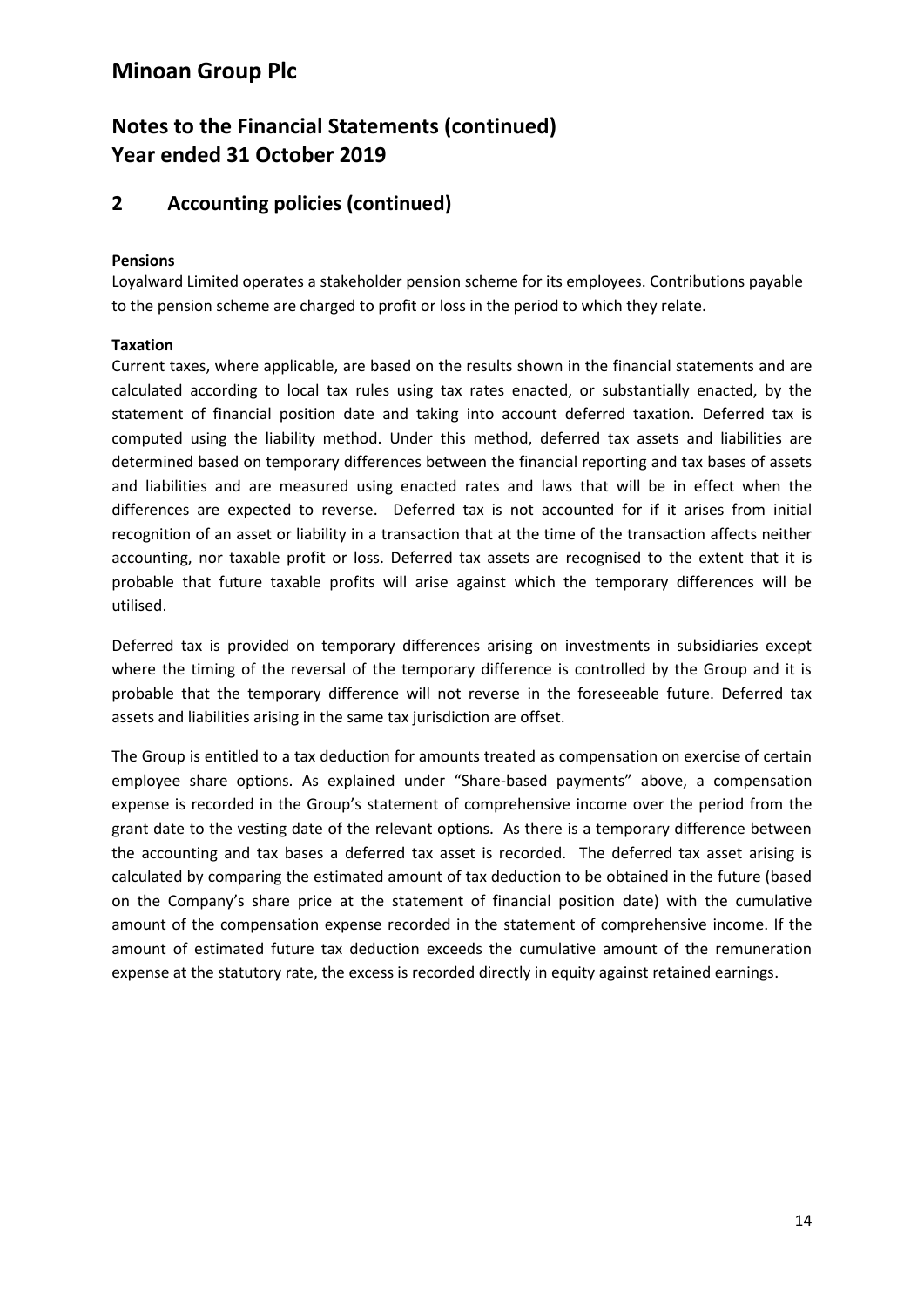# Minoan Group Plc

## Notes to the Financial Statements (continued)
## Year ended 31 October 2019

## 2 Accounting policies (continued)

**Pensions**

Loyalward Limited operates a stakeholder pension scheme for its employees. Contributions payable to the pension scheme are charged to profit or loss in the period to which they relate.

**Taxation**

Current taxes, where applicable, are based on the results shown in the financial statements and are calculated according to local tax rules using tax rates enacted, or substantially enacted, by the statement of financial position date and taking into account deferred taxation. Deferred tax is computed using the liability method. Under this method, deferred tax assets and liabilities are determined based on temporary differences between the financial reporting and tax bases of assets and liabilities and are measured using enacted rates and laws that will be in effect when the differences are expected to reverse. Deferred tax is not accounted for if it arises from initial recognition of an asset or liability in a transaction that at the time of the transaction affects neither accounting, nor taxable profit or loss. Deferred tax assets are recognised to the extent that it is probable that future taxable profits will arise against which the temporary differences will be utilised.

Deferred tax is provided on temporary differences arising on investments in subsidiaries except where the timing of the reversal of the temporary difference is controlled by the Group and it is probable that the temporary difference will not reverse in the foreseeable future. Deferred tax assets and liabilities arising in the same tax jurisdiction are offset.

The Group is entitled to a tax deduction for amounts treated as compensation on exercise of certain employee share options. As explained under "Share-based payments" above, a compensation expense is recorded in the Group's statement of comprehensive income over the period from the grant date to the vesting date of the relevant options. As there is a temporary difference between the accounting and tax bases a deferred tax asset is recorded. The deferred tax asset arising is calculated by comparing the estimated amount of tax deduction to be obtained in the future (based on the Company's share price at the statement of financial position date) with the cumulative amount of the compensation expense recorded in the statement of comprehensive income. If the amount of estimated future tax deduction exceeds the cumulative amount of the remuneration expense at the statutory rate, the excess is recorded directly in equity against retained earnings.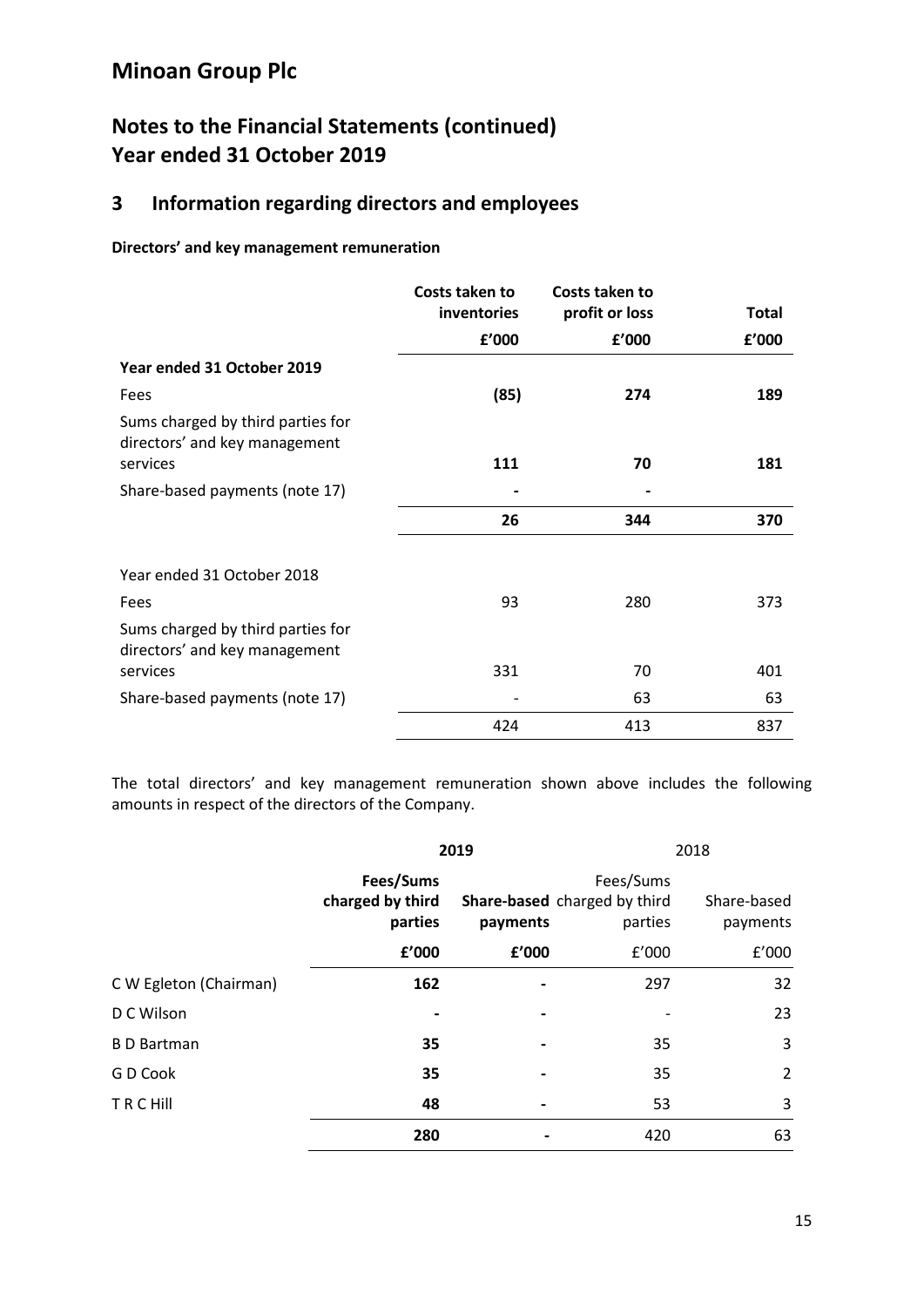# Minoan Group Plc

## Notes to the Financial Statements (continued)
## Year ended 31 October 2019

### 3 Information regarding directors and employees

**Directors' and key management remuneration**

| | Costs taken to inventories | Costs taken to profit or loss | Total |
|---|---|---|---|
| | £'000 | £'000 | £'000 |
| **Year ended 31 October 2019** | | | |
| Fees | **(85)** | **274** | **189** |
| Sums charged by third parties for directors' and key management services | **111** | **70** | **181** |
| Share-based payments (note 17) | **-** | **-** | |
| | **26** | **344** | **370** |
| Year ended 31 October 2018 | | | |
| Fees | 93 | 280 | 373 |
| Sums charged by third parties for directors' and key management services | 331 | 70 | 401 |
| Share-based payments (note 17) | - | 63 | 63 |
| | 424 | 413 | 837 |

The total directors' and key management remuneration shown above includes the following amounts in respect of the directors of the Company.

| | **2019** | | 2018 | |
|---|---|---|---|---|
| | **Fees/Sums charged by third parties** | **Share-based payments** | Fees/Sums charged by third parties | Share-based payments |
| | **£'000** | **£'000** | £'000 | £'000 |
| C W Egleton (Chairman) | **162** | **-** | 297 | 32 |
| D C Wilson | **-** | **-** | - | 23 |
| B D Bartman | **35** | **-** | 35 | 3 |
| G D Cook | **35** | **-** | 35 | 2 |
| T R C Hill | **48** | **-** | 53 | 3 |
| | **280** | **-** | 420 | 63 |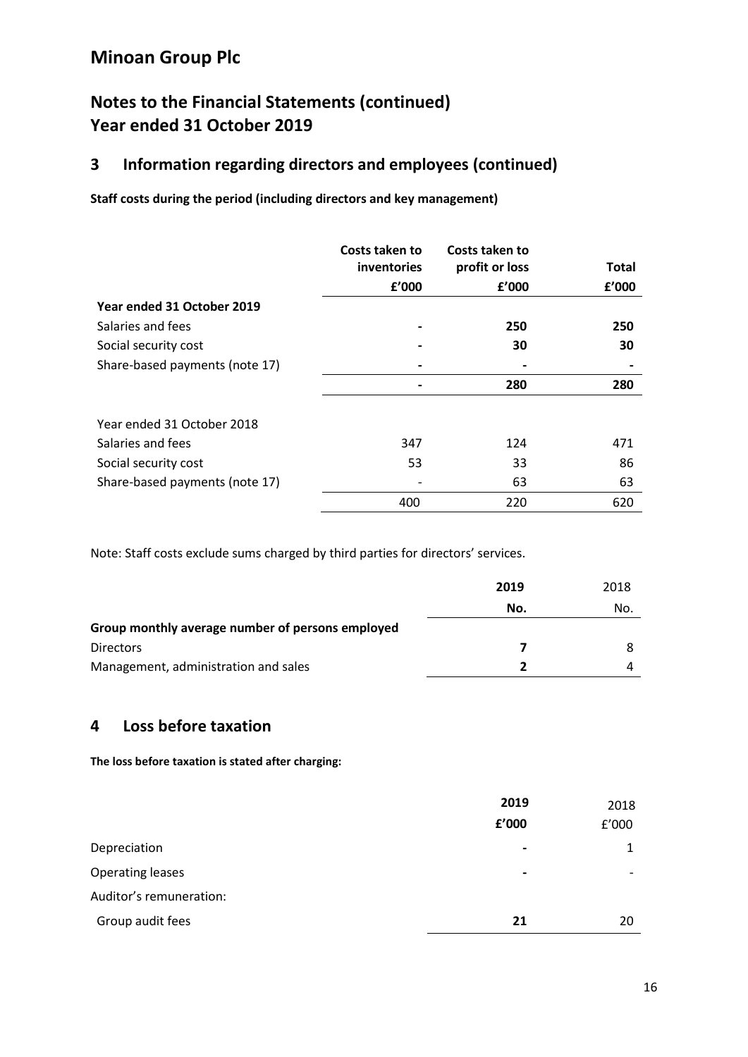# Minoan Group Plc

## Notes to the Financial Statements (continued)
## Year ended 31 October 2019

## 3 Information regarding directors and employees (continued)

**Staff costs during the period (including directors and key management)**

| | Costs taken to inventories £'000 | Costs taken to profit or loss £'000 | Total £'000 |
|---|---|---|---|
| **Year ended 31 October 2019** | | | |
| Salaries and fees | **-** | **250** | **250** |
| Social security cost | **-** | **30** | **30** |
| Share-based payments (note 17) | **-** | **-** | **-** |
| | **-** | **280** | **280** |
| | | | |
| Year ended 31 October 2018 | | | |
| Salaries and fees | 347 | 124 | 471 |
| Social security cost | 53 | 33 | 86 |
| Share-based payments (note 17) | - | 63 | 63 |
| | 400 | 220 | 620 |

Note: Staff costs exclude sums charged by third parties for directors' services.

| | 2019 No. | 2018 No. |
|---|---|---|
| **Group monthly average number of persons employed** | | |
| Directors | **7** | 8 |
| Management, administration and sales | **2** | 4 |

## 4 Loss before taxation

**The loss before taxation is stated after charging:**

| | 2019 £'000 | 2018 £'000 |
|---|---|---|
| Depreciation | **-** | 1 |
| Operating leases | **-** | - |
| Auditor's remuneration: | | |
| Group audit fees | **21** | 20 |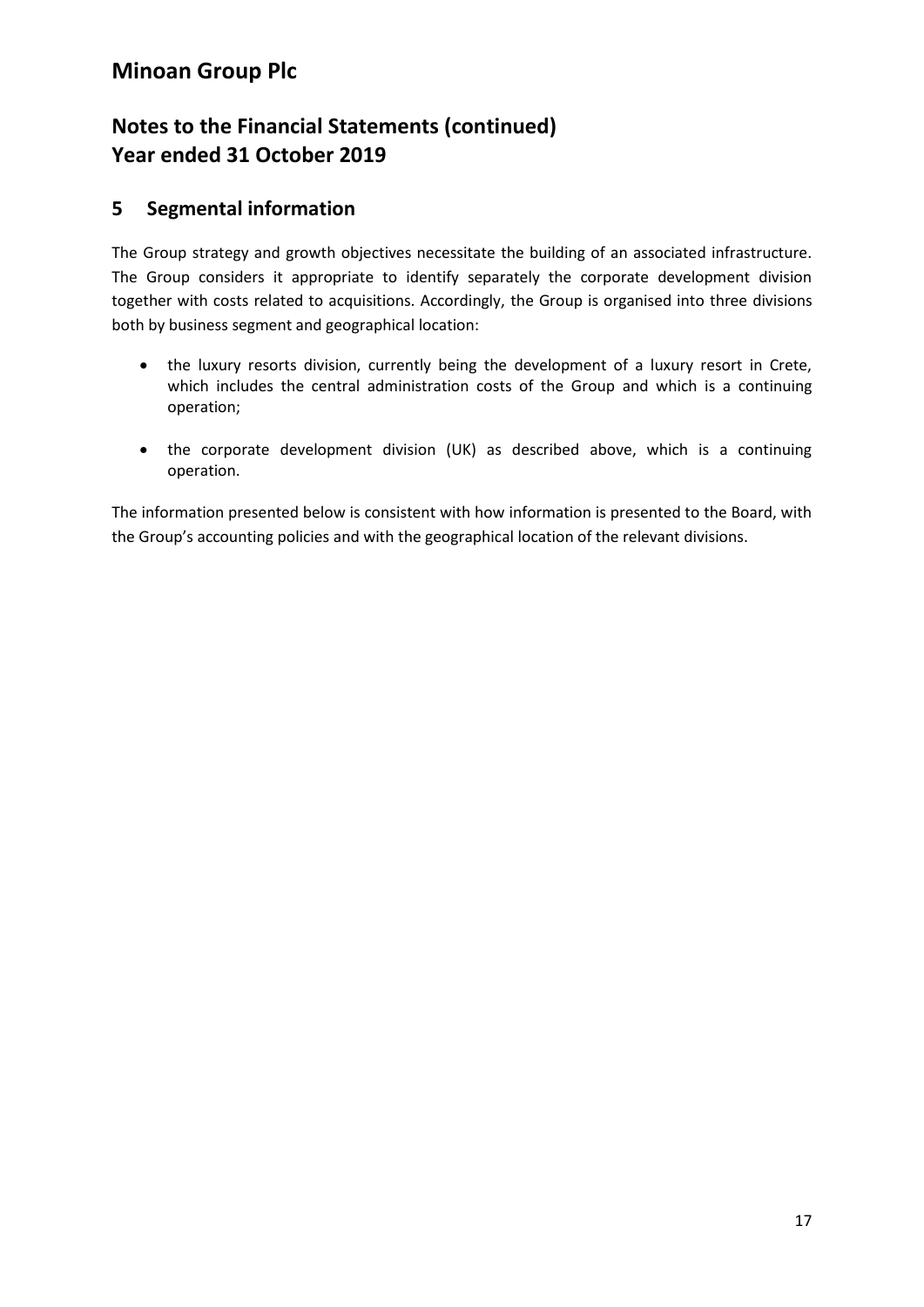# Minoan Group Plc

## Notes to the Financial Statements (continued)
## Year ended 31 October 2019

## 5 Segmental information

The Group strategy and growth objectives necessitate the building of an associated infrastructure. The Group considers it appropriate to identify separately the corporate development division together with costs related to acquisitions. Accordingly, the Group is organised into three divisions both by business segment and geographical location:

- the luxury resorts division, currently being the development of a luxury resort in Crete, which includes the central administration costs of the Group and which is a continuing operation;
- the corporate development division (UK) as described above, which is a continuing operation.

The information presented below is consistent with how information is presented to the Board, with the Group's accounting policies and with the geographical location of the relevant divisions.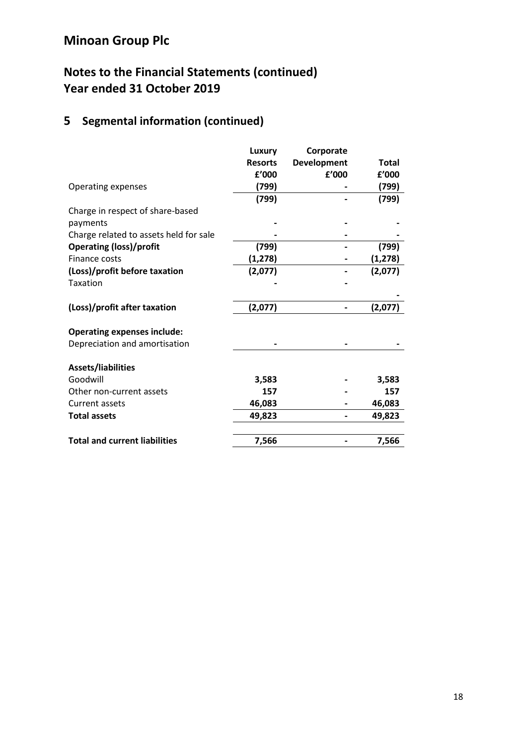# Minoan Group Plc

## Notes to the Financial Statements (continued)
## Year ended 31 October 2019

## 5 Segmental information (continued)

| | Luxury Resorts £'000 | Corporate Development £'000 | Total £'000 |
|---|---|---|---|
| Operating expenses | (799) | - | (799) |
| | (799) | - | (799) |
| Charge in respect of share-based payments | - | - | - |
| Charge related to assets held for sale | - | - | - |
| **Operating (loss)/profit** | (799) | - | (799) |
| Finance costs | (1,278) | - | (1,278) |
| **(Loss)/profit before taxation** | (2,077) | - | (2,077) |
| Taxation | - | - | - |
| **(Loss)/profit after taxation** | (2,077) | - | (2,077) |
| | | | |
| **Operating expenses include:** | | | |
| Depreciation and amortisation | - | - | - |
| | | | |
| **Assets/liabilities** | | | |
| Goodwill | 3,583 | - | 3,583 |
| Other non-current assets | 157 | - | 157 |
| Current assets | 46,083 | - | 46,083 |
| **Total assets** | 49,823 | - | 49,823 |
| | | | |
| **Total and current liabilities** | 7,566 | - | 7,566 |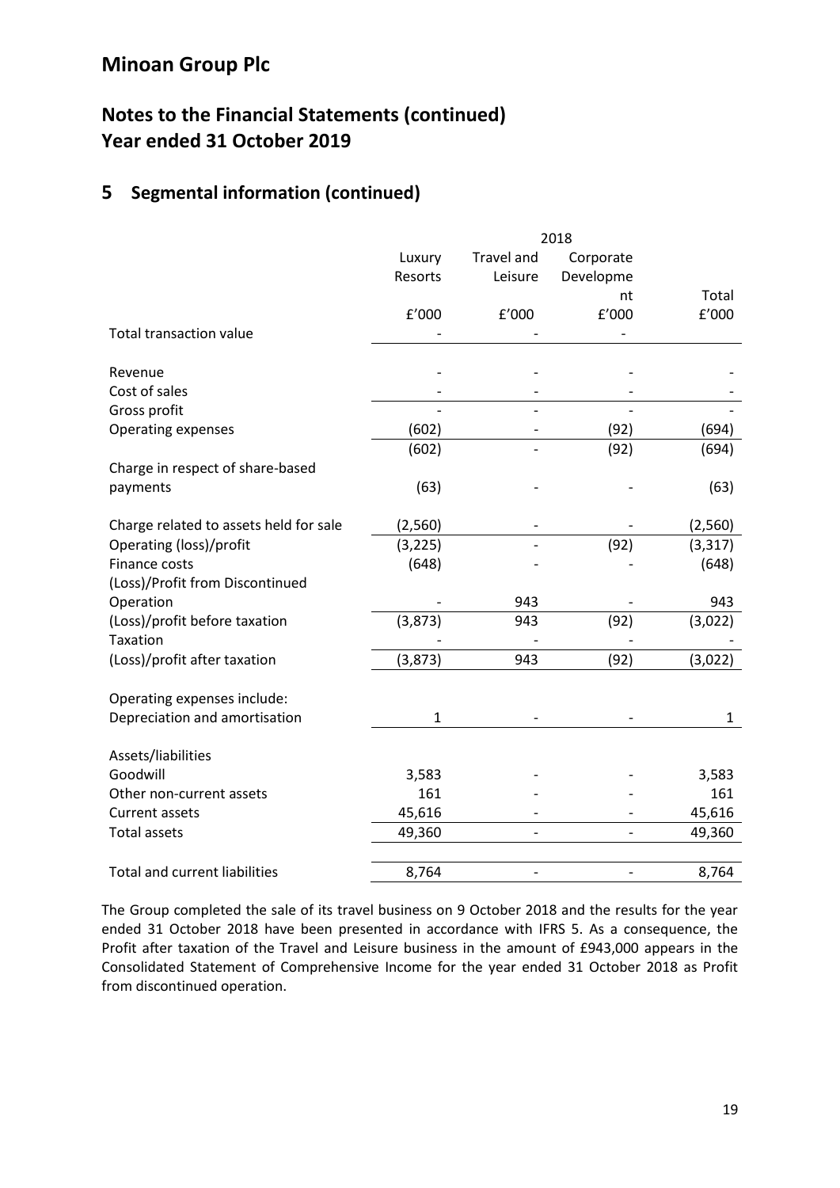# Minoan Group Plc

## Notes to the Financial Statements (continued)
## Year ended 31 October 2019

## 5 Segmental information (continued)

| | 2018 | | | |
|---|---|---|---|---|
| | Luxury Resorts | Travel and Leisure | Corporate Development | Total |
| | £'000 | £'000 | £'000 | £'000 |
| Total transaction value | - | - | - | |
| Revenue | - | - | - | - |
| Cost of sales | - | - | - | - |
| Gross profit | - | - | - | - |
| Operating expenses | (602) | - | (92) | (694) |
| | (602) | - | (92) | (694) |
| Charge in respect of share-based payments | (63) | - | - | (63) |
| Charge related to assets held for sale | (2,560) | - | - | (2,560) |
| Operating (loss)/profit | (3,225) | - | (92) | (3,317) |
| Finance costs | (648) | - | - | (648) |
| (Loss)/Profit from Discontinued Operation | - | 943 | - | 943 |
| (Loss)/profit before taxation | (3,873) | 943 | (92) | (3,022) |
| Taxation | - | - | - | - |
| (Loss)/profit after taxation | (3,873) | 943 | (92) | (3,022) |
| Operating expenses include: | | | | |
| Depreciation and amortisation | 1 | - | - | 1 |
| Assets/liabilities | | | | |
| Goodwill | 3,583 | - | - | 3,583 |
| Other non-current assets | 161 | - | - | 161 |
| Current assets | 45,616 | - | - | 45,616 |
| Total assets | 49,360 | - | - | 49,360 |
| Total and current liabilities | 8,764 | - | - | 8,764 |

The Group completed the sale of its travel business on 9 October 2018 and the results for the year ended 31 October 2018 have been presented in accordance with IFRS 5. As a consequence, the Profit after taxation of the Travel and Leisure business in the amount of £943,000 appears in the Consolidated Statement of Comprehensive Income for the year ended 31 October 2018 as Profit from discontinued operation.